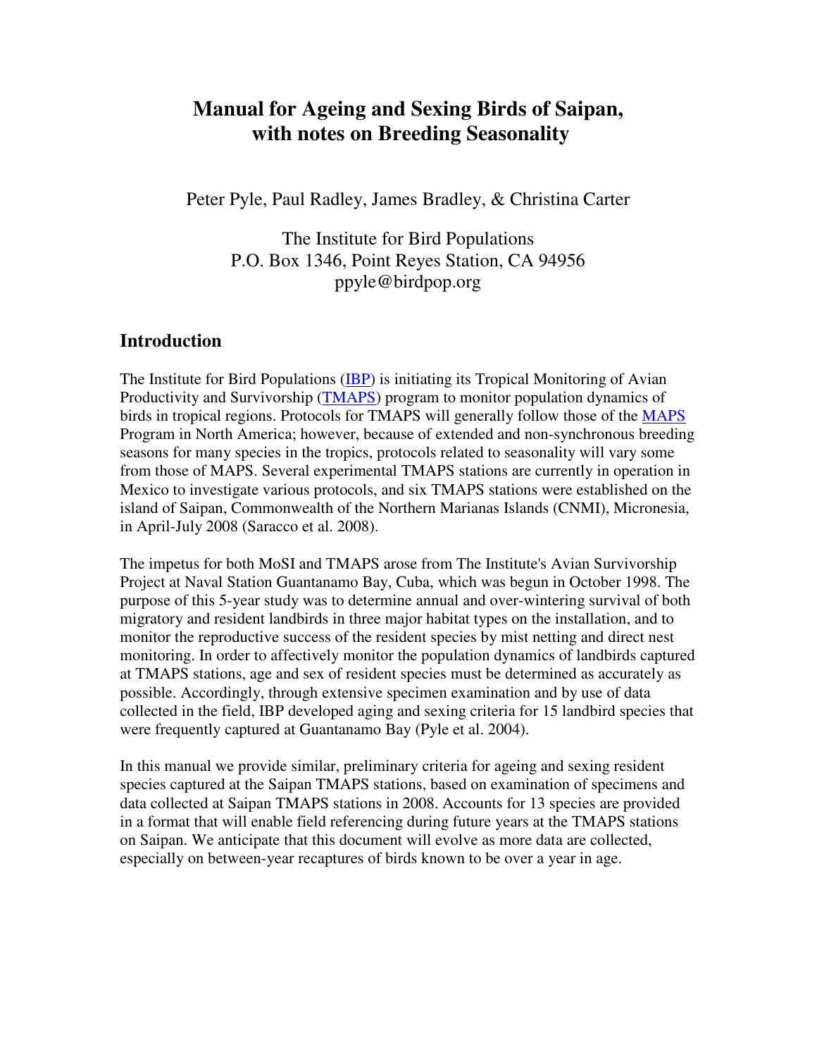# Manual for Ageing and Sexing Birds of Saipan, with notes on Breeding Seasonality

Peter Pyle, Paul Radley, James Bradley, & Christina Carter

The Institute for Bird Populations
P.O. Box 1346, Point Reyes Station, CA 94956
ppyle@birdpop.org

## Introduction

The Institute for Bird Populations (IBP) is initiating its Tropical Monitoring of Avian Productivity and Survivorship (TMAPS) program to monitor population dynamics of birds in tropical regions. Protocols for TMAPS will generally follow those of the MAPS Program in North America; however, because of extended and non-synchronous breeding seasons for many species in the tropics, protocols related to seasonality will vary some from those of MAPS. Several experimental TMAPS stations are currently in operation in Mexico to investigate various protocols, and six TMAPS stations were established on the island of Saipan, Commonwealth of the Northern Marianas Islands (CNMI), Micronesia, in April-July 2008 (Saracco et al. 2008).

The impetus for both MoSI and TMAPS arose from The Institute's Avian Survivorship Project at Naval Station Guantanamo Bay, Cuba, which was begun in October 1998. The purpose of this 5-year study was to determine annual and over-wintering survival of both migratory and resident landbirds in three major habitat types on the installation, and to monitor the reproductive success of the resident species by mist netting and direct nest monitoring. In order to affectively monitor the population dynamics of landbirds captured at TMAPS stations, age and sex of resident species must be determined as accurately as possible. Accordingly, through extensive specimen examination and by use of data collected in the field, IBP developed aging and sexing criteria for 15 landbird species that were frequently captured at Guantanamo Bay (Pyle et al. 2004).

In this manual we provide similar, preliminary criteria for ageing and sexing resident species captured at the Saipan TMAPS stations, based on examination of specimens and data collected at Saipan TMAPS stations in 2008. Accounts for 13 species are provided in a format that will enable field referencing during future years at the TMAPS stations on Saipan. We anticipate that this document will evolve as more data are collected, especially on between-year recaptures of birds known to be over a year in age.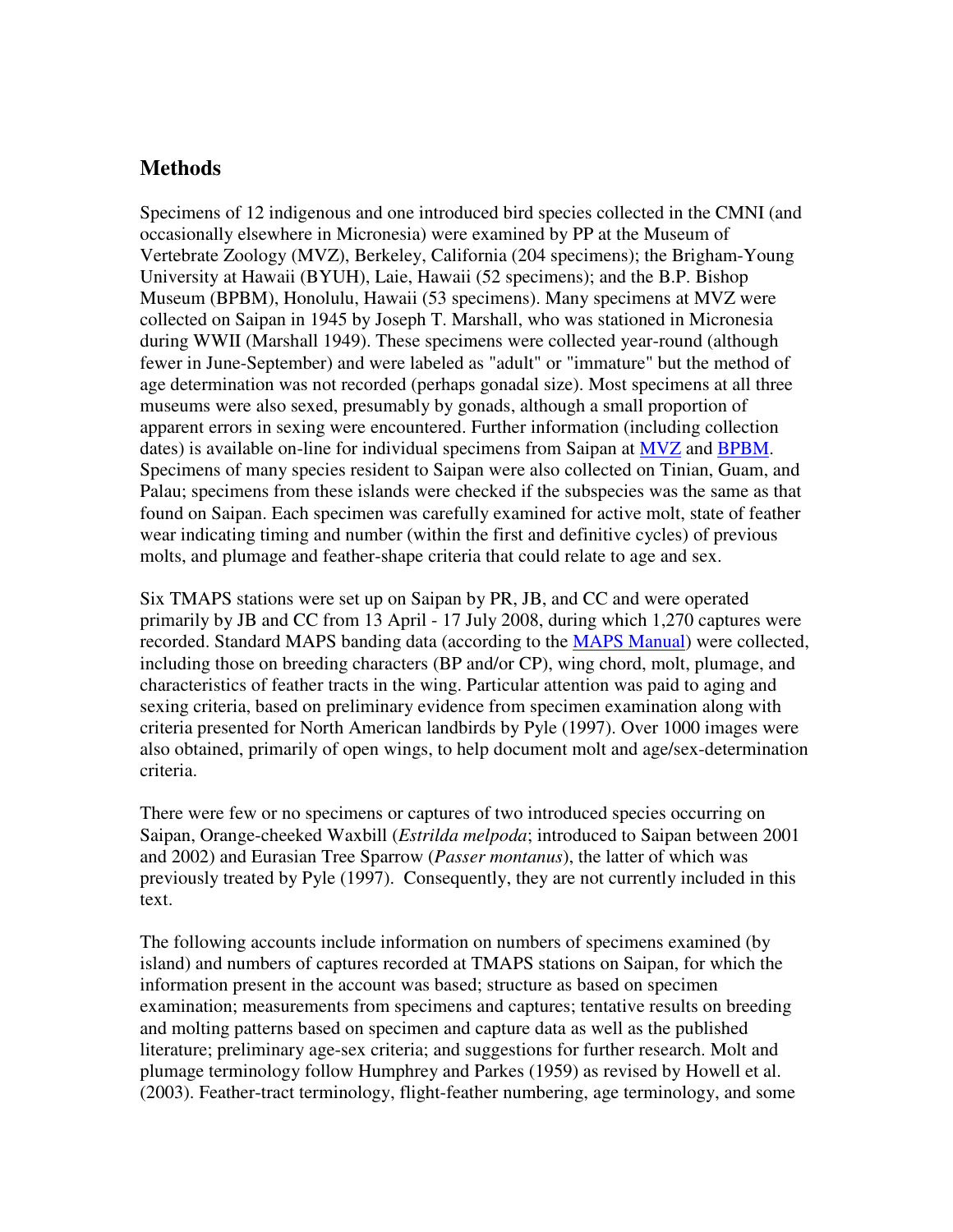## Methods

Specimens of 12 indigenous and one introduced bird species collected in the CMNI (and occasionally elsewhere in Micronesia) were examined by PP at the Museum of Vertebrate Zoology (MVZ), Berkeley, California (204 specimens); the Brigham-Young University at Hawaii (BYUH), Laie, Hawaii (52 specimens); and the B.P. Bishop Museum (BPBM), Honolulu, Hawaii (53 specimens). Many specimens at MVZ were collected on Saipan in 1945 by Joseph T. Marshall, who was stationed in Micronesia during WWII (Marshall 1949). These specimens were collected year-round (although fewer in June-September) and were labeled as "adult" or "immature" but the method of age determination was not recorded (perhaps gonadal size). Most specimens at all three museums were also sexed, presumably by gonads, although a small proportion of apparent errors in sexing were encountered. Further information (including collection dates) is available on-line for individual specimens from Saipan at MVZ and BPBM. Specimens of many species resident to Saipan were also collected on Tinian, Guam, and Palau; specimens from these islands were checked if the subspecies was the same as that found on Saipan. Each specimen was carefully examined for active molt, state of feather wear indicating timing and number (within the first and definitive cycles) of previous molts, and plumage and feather-shape criteria that could relate to age and sex.

Six TMAPS stations were set up on Saipan by PR, JB, and CC and were operated primarily by JB and CC from 13 April - 17 July 2008, during which 1,270 captures were recorded. Standard MAPS banding data (according to the MAPS Manual) were collected, including those on breeding characters (BP and/or CP), wing chord, molt, plumage, and characteristics of feather tracts in the wing. Particular attention was paid to aging and sexing criteria, based on preliminary evidence from specimen examination along with criteria presented for North American landbirds by Pyle (1997). Over 1000 images were also obtained, primarily of open wings, to help document molt and age/sex-determination criteria.

There were few or no specimens or captures of two introduced species occurring on Saipan, Orange-cheeked Waxbill (*Estrilda melpoda*; introduced to Saipan between 2001 and 2002) and Eurasian Tree Sparrow (*Passer montanus*), the latter of which was previously treated by Pyle (1997). Consequently, they are not currently included in this text.

The following accounts include information on numbers of specimens examined (by island) and numbers of captures recorded at TMAPS stations on Saipan, for which the information present in the account was based; structure as based on specimen examination; measurements from specimens and captures; tentative results on breeding and molting patterns based on specimen and capture data as well as the published literature; preliminary age-sex criteria; and suggestions for further research. Molt and plumage terminology follow Humphrey and Parkes (1959) as revised by Howell et al. (2003). Feather-tract terminology, flight-feather numbering, age terminology, and some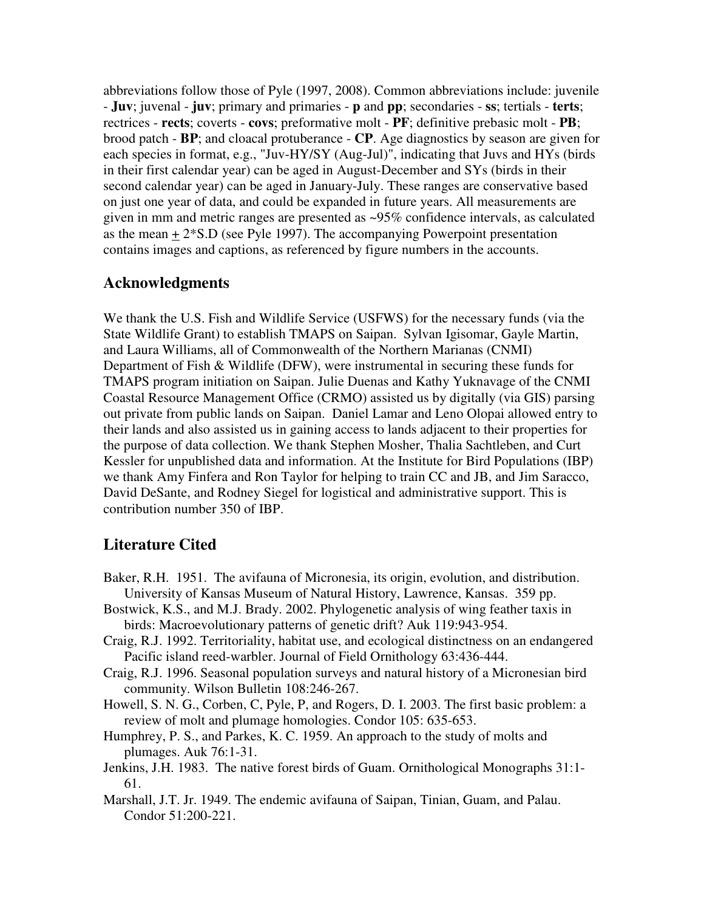abbreviations follow those of Pyle (1997, 2008). Common abbreviations include: juvenile - **Juv**; juvenal - **juv**; primary and primaries - **p** and **pp**; secondaries - **ss**; tertials - **terts**; rectrices - **rects**; coverts - **covs**; preformative molt - **PF**; definitive prebasic molt - **PB**; brood patch - **BP**; and cloacal protuberance - **CP**. Age diagnostics by season are given for each species in format, e.g., "Juv-HY/SY (Aug-Jul)", indicating that Juvs and HYs (birds in their first calendar year) can be aged in August-December and SYs (birds in their second calendar year) can be aged in January-July. These ranges are conservative based on just one year of data, and could be expanded in future years. All measurements are given in mm and metric ranges are presented as ~95% confidence intervals, as calculated as the mean $\pm$ 2*S.D (see Pyle 1997). The accompanying Powerpoint presentation contains images and captions, as referenced by figure numbers in the accounts.

## Acknowledgments

We thank the U.S. Fish and Wildlife Service (USFWS) for the necessary funds (via the State Wildlife Grant) to establish TMAPS on Saipan. Sylvan Igisomar, Gayle Martin, and Laura Williams, all of Commonwealth of the Northern Marianas (CNMI) Department of Fish & Wildlife (DFW), were instrumental in securing these funds for TMAPS program initiation on Saipan. Julie Duenas and Kathy Yuknavage of the CNMI Coastal Resource Management Office (CRMO) assisted us by digitally (via GIS) parsing out private from public lands on Saipan. Daniel Lamar and Leno Olopai allowed entry to their lands and also assisted us in gaining access to lands adjacent to their properties for the purpose of data collection. We thank Stephen Mosher, Thalia Sachtleben, and Curt Kessler for unpublished data and information. At the Institute for Bird Populations (IBP) we thank Amy Finfera and Ron Taylor for helping to train CC and JB, and Jim Saracco, David DeSante, and Rodney Siegel for logistical and administrative support. This is contribution number 350 of IBP.

## Literature Cited

Baker, R.H. 1951. The avifauna of Micronesia, its origin, evolution, and distribution. University of Kansas Museum of Natural History, Lawrence, Kansas. 359 pp.

Bostwick, K.S., and M.J. Brady. 2002. Phylogenetic analysis of wing feather taxis in birds: Macroevolutionary patterns of genetic drift? Auk 119:943-954.

Craig, R.J. 1992. Territoriality, habitat use, and ecological distinctness on an endangered Pacific island reed-warbler. Journal of Field Ornithology 63:436-444.

Craig, R.J. 1996. Seasonal population surveys and natural history of a Micronesian bird community. Wilson Bulletin 108:246-267.

Howell, S. N. G., Corben, C, Pyle, P, and Rogers, D. I. 2003. The first basic problem: a review of molt and plumage homologies. Condor 105: 635-653.

Humphrey, P. S., and Parkes, K. C. 1959. An approach to the study of molts and plumages. Auk 76:1-31.

Jenkins, J.H. 1983. The native forest birds of Guam. Ornithological Monographs 31:1-61.

Marshall, J.T. Jr. 1949. The endemic avifauna of Saipan, Tinian, Guam, and Palau. Condor 51:200-221.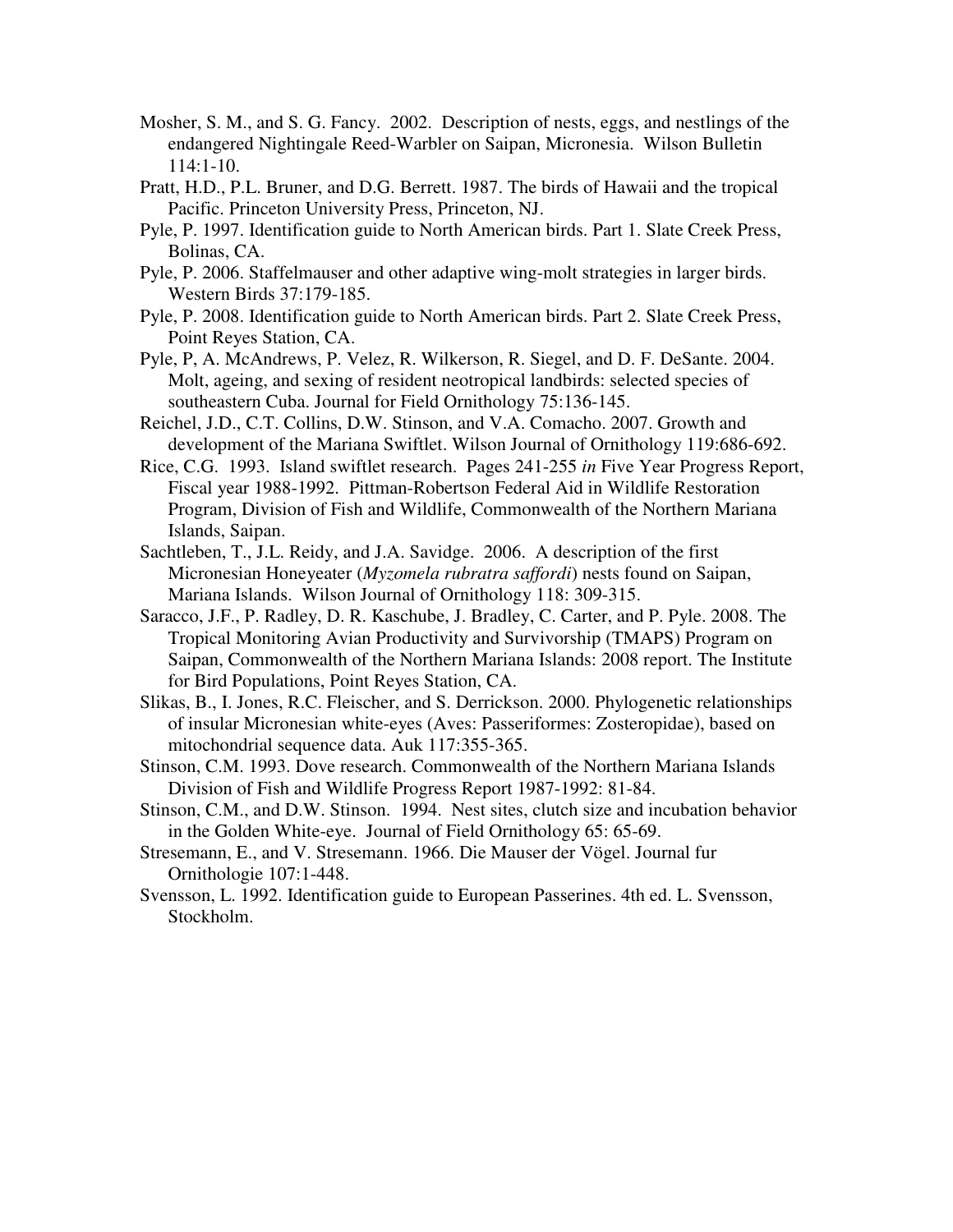Mosher, S. M., and S. G. Fancy. 2002. Description of nests, eggs, and nestlings of the endangered Nightingale Reed-Warbler on Saipan, Micronesia. Wilson Bulletin 114:1-10.

Pratt, H.D., P.L. Bruner, and D.G. Berrett. 1987. The birds of Hawaii and the tropical Pacific. Princeton University Press, Princeton, NJ.

Pyle, P. 1997. Identification guide to North American birds. Part 1. Slate Creek Press, Bolinas, CA.

Pyle, P. 2006. Staffelmauser and other adaptive wing-molt strategies in larger birds. Western Birds 37:179-185.

Pyle, P. 2008. Identification guide to North American birds. Part 2. Slate Creek Press, Point Reyes Station, CA.

Pyle, P, A. McAndrews, P. Velez, R. Wilkerson, R. Siegel, and D. F. DeSante. 2004. Molt, ageing, and sexing of resident neotropical landbirds: selected species of southeastern Cuba. Journal for Field Ornithology 75:136-145.

Reichel, J.D., C.T. Collins, D.W. Stinson, and V.A. Comacho. 2007. Growth and development of the Mariana Swiftlet. Wilson Journal of Ornithology 119:686-692.

Rice, C.G. 1993. Island swiftlet research. Pages 241-255 *in* Five Year Progress Report, Fiscal year 1988-1992. Pittman-Robertson Federal Aid in Wildlife Restoration Program, Division of Fish and Wildlife, Commonwealth of the Northern Mariana Islands, Saipan.

Sachtleben, T., J.L. Reidy, and J.A. Savidge. 2006. A description of the first Micronesian Honeyeater (*Myzomela rubratra saffordi*) nests found on Saipan, Mariana Islands. Wilson Journal of Ornithology 118: 309-315.

Saracco, J.F., P. Radley, D. R. Kaschube, J. Bradley, C. Carter, and P. Pyle. 2008. The Tropical Monitoring Avian Productivity and Survivorship (TMAPS) Program on Saipan, Commonwealth of the Northern Mariana Islands: 2008 report. The Institute for Bird Populations, Point Reyes Station, CA.

Slikas, B., I. Jones, R.C. Fleischer, and S. Derrickson. 2000. Phylogenetic relationships of insular Micronesian white-eyes (Aves: Passeriformes: Zosteropidae), based on mitochondrial sequence data. Auk 117:355-365.

Stinson, C.M. 1993. Dove research. Commonwealth of the Northern Mariana Islands Division of Fish and Wildlife Progress Report 1987-1992: 81-84.

Stinson, C.M., and D.W. Stinson. 1994. Nest sites, clutch size and incubation behavior in the Golden White-eye. Journal of Field Ornithology 65: 65-69.

Stresemann, E., and V. Stresemann. 1966. Die Mauser der Vögel. Journal fur Ornithologie 107:1-448.

Svensson, L. 1992. Identification guide to European Passerines. 4th ed. L. Svensson, Stockholm.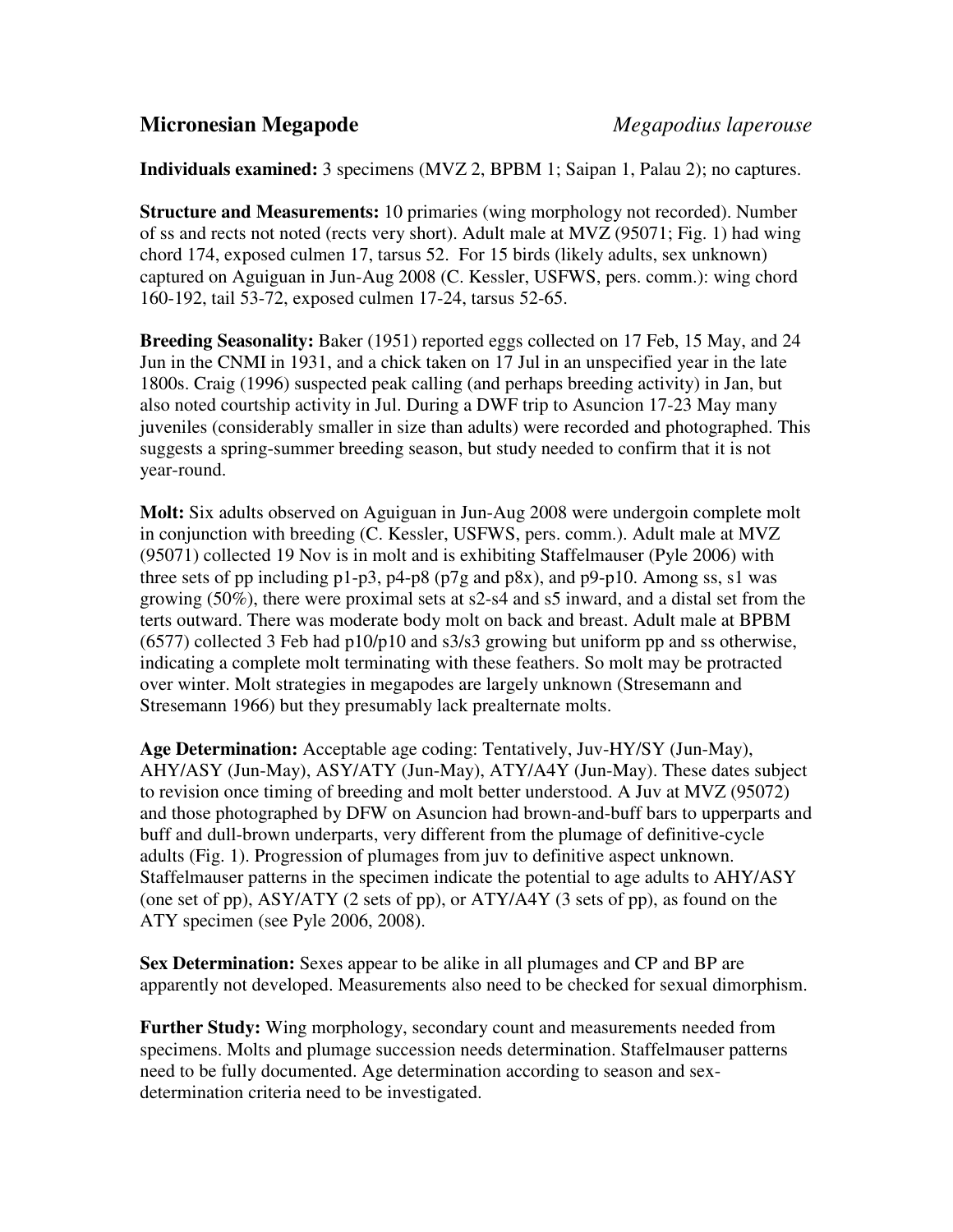## **Micronesian Megapode** *Megapodius laperouse*

**Individuals examined:** 3 specimens (MVZ 2, BPBM 1; Saipan 1, Palau 2); no captures.

**Structure and Measurements:** 10 primaries (wing morphology not recorded). Number of ss and rects not noted (rects very short). Adult male at MVZ (95071; Fig. 1) had wing chord 174, exposed culmen 17, tarsus 52. For 15 birds (likely adults, sex unknown) captured on Aguiguan in Jun-Aug 2008 (C. Kessler, USFWS, pers. comm.): wing chord 160-192, tail 53-72, exposed culmen 17-24, tarsus 52-65.

**Breeding Seasonality:** Baker (1951) reported eggs collected on 17 Feb, 15 May, and 24 Jun in the CNMI in 1931, and a chick taken on 17 Jul in an unspecified year in the late 1800s. Craig (1996) suspected peak calling (and perhaps breeding activity) in Jan, but also noted courtship activity in Jul. During a DWF trip to Asuncion 17-23 May many juveniles (considerably smaller in size than adults) were recorded and photographed. This suggests a spring-summer breeding season, but study needed to confirm that it is not year-round.

**Molt:** Six adults observed on Aguiguan in Jun-Aug 2008 were undergoin complete molt in conjunction with breeding (C. Kessler, USFWS, pers. comm.). Adult male at MVZ (95071) collected 19 Nov is in molt and is exhibiting Staffelmauser (Pyle 2006) with three sets of pp including p1-p3, p4-p8 (p7g and p8x), and p9-p10. Among ss, s1 was growing (50%), there were proximal sets at s2-s4 and s5 inward, and a distal set from the terts outward. There was moderate body molt on back and breast. Adult male at BPBM (6577) collected 3 Feb had p10/p10 and s3/s3 growing but uniform pp and ss otherwise, indicating a complete molt terminating with these feathers. So molt may be protracted over winter. Molt strategies in megapodes are largely unknown (Stresemann and Stresemann 1966) but they presumably lack prealternate molts.

**Age Determination:** Acceptable age coding: Tentatively, Juv-HY/SY (Jun-May), AHY/ASY (Jun-May), ASY/ATY (Jun-May), ATY/A4Y (Jun-May). These dates subject to revision once timing of breeding and molt better understood. A Juv at MVZ (95072) and those photographed by DFW on Asuncion had brown-and-buff bars to upperparts and buff and dull-brown underparts, very different from the plumage of definitive-cycle adults (Fig. 1). Progression of plumages from juv to definitive aspect unknown. Staffelmauser patterns in the specimen indicate the potential to age adults to AHY/ASY (one set of pp), ASY/ATY (2 sets of pp), or ATY/A4Y (3 sets of pp), as found on the ATY specimen (see Pyle 2006, 2008).

**Sex Determination:** Sexes appear to be alike in all plumages and CP and BP are apparently not developed. Measurements also need to be checked for sexual dimorphism.

**Further Study:** Wing morphology, secondary count and measurements needed from specimens. Molts and plumage succession needs determination. Staffelmauser patterns need to be fully documented. Age determination according to season and sex-determination criteria need to be investigated.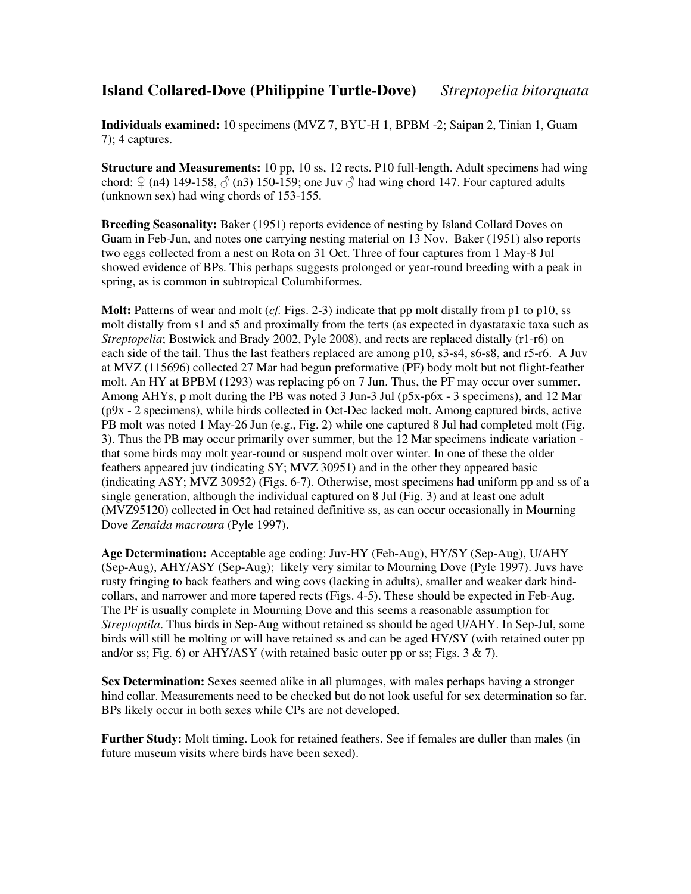## Island Collared-Dove (Philippine Turtle-Dove) *Streptopelia bitorquata*

**Individuals examined:** 10 specimens (MVZ 7, BYU-H 1, BPBM -2; Saipan 2, Tinian 1, Guam 7); 4 captures.

**Structure and Measurements:** 10 pp, 10 ss, 12 rects. P10 full-length. Adult specimens had wing chord: ♀ (n4) 149-158, ♂ (n3) 150-159; one Juv ♂ had wing chord 147. Four captured adults (unknown sex) had wing chords of 153-155.

**Breeding Seasonality:** Baker (1951) reports evidence of nesting by Island Collard Doves on Guam in Feb-Jun, and notes one carrying nesting material on 13 Nov. Baker (1951) also reports two eggs collected from a nest on Rota on 31 Oct. Three of four captures from 1 May-8 Jul showed evidence of BPs. This perhaps suggests prolonged or year-round breeding with a peak in spring, as is common in subtropical Columbiformes.

**Molt:** Patterns of wear and molt (*cf.* Figs. 2-3) indicate that pp molt distally from p1 to p10, ss molt distally from s1 and s5 and proximally from the terts (as expected in dyastataxic taxa such as *Streptopelia*; Bostwick and Brady 2002, Pyle 2008), and rects are replaced distally (r1-r6) on each side of the tail. Thus the last feathers replaced are among p10, s3-s4, s6-s8, and r5-r6. A Juv at MVZ (115696) collected 27 Mar had begun preformative (PF) body molt but not flight-feather molt. An HY at BPBM (1293) was replacing p6 on 7 Jun. Thus, the PF may occur over summer. Among AHYs, p molt during the PB was noted 3 Jun-3 Jul (p5x-p6x - 3 specimens), and 12 Mar (p9x - 2 specimens), while birds collected in Oct-Dec lacked molt. Among captured birds, active PB molt was noted 1 May-26 Jun (e.g., Fig. 2) while one captured 8 Jul had completed molt (Fig. 3). Thus the PB may occur primarily over summer, but the 12 Mar specimens indicate variation - that some birds may molt year-round or suspend molt over winter. In one of these the older feathers appeared juv (indicating SY; MVZ 30951) and in the other they appeared basic (indicating ASY; MVZ 30952) (Figs. 6-7). Otherwise, most specimens had uniform pp and ss of a single generation, although the individual captured on 8 Jul (Fig. 3) and at least one adult (MVZ95120) collected in Oct had retained definitive ss, as can occur occasionally in Mourning Dove *Zenaida macroura* (Pyle 1997).

**Age Determination:** Acceptable age coding: Juv-HY (Feb-Aug), HY/SY (Sep-Aug), U/AHY (Sep-Aug), AHY/ASY (Sep-Aug); likely very similar to Mourning Dove (Pyle 1997). Juvs have rusty fringing to back feathers and wing covs (lacking in adults), smaller and weaker dark hind-collars, and narrower and more tapered rects (Figs. 4-5). These should be expected in Feb-Aug. The PF is usually complete in Mourning Dove and this seems a reasonable assumption for *Streptoptila*. Thus birds in Sep-Aug without retained ss should be aged U/AHY. In Sep-Jul, some birds will still be molting or will have retained ss and can be aged HY/SY (with retained outer pp and/or ss; Fig. 6) or AHY/ASY (with retained basic outer pp or ss; Figs. 3 & 7).

**Sex Determination:** Sexes seemed alike in all plumages, with males perhaps having a stronger hind collar. Measurements need to be checked but do not look useful for sex determination so far. BPs likely occur in both sexes while CPs are not developed.

**Further Study:** Molt timing. Look for retained feathers. See if females are duller than males (in future museum visits where birds have been sexed).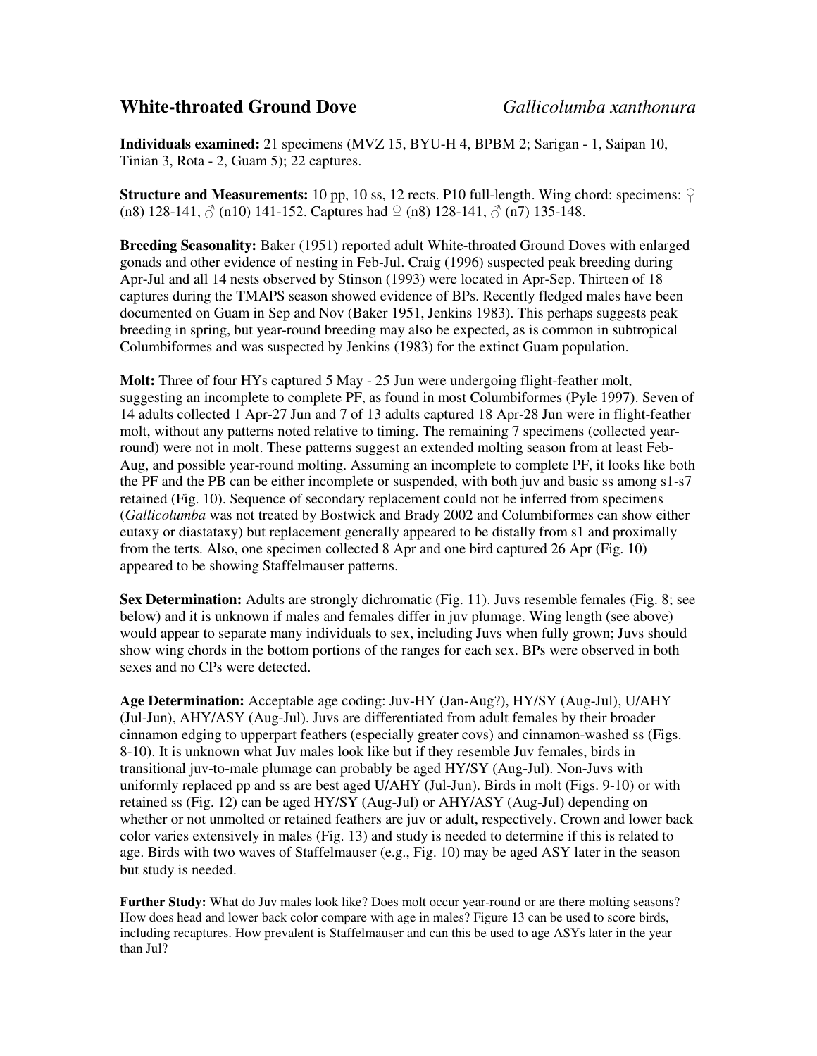## White-throated Ground Dove *Gallicolumba xanthonura*

**Individuals examined:** 21 specimens (MVZ 15, BYU-H 4, BPBM 2; Sarigan - 1, Saipan 10, Tinian 3, Rota - 2, Guam 5); 22 captures.

**Structure and Measurements:** 10 pp, 10 ss, 12 rects. P10 full-length. Wing chord: specimens: ♀ (n8) 128-141, ♂ (n10) 141-152. Captures had ♀ (n8) 128-141, ♂ (n7) 135-148.

**Breeding Seasonality:** Baker (1951) reported adult White-throated Ground Doves with enlarged gonads and other evidence of nesting in Feb-Jul. Craig (1996) suspected peak breeding during Apr-Jul and all 14 nests observed by Stinson (1993) were located in Apr-Sep. Thirteen of 18 captures during the TMAPS season showed evidence of BPs. Recently fledged males have been documented on Guam in Sep and Nov (Baker 1951, Jenkins 1983). This perhaps suggests peak breeding in spring, but year-round breeding may also be expected, as is common in subtropical Columbiformes and was suspected by Jenkins (1983) for the extinct Guam population.

**Molt:** Three of four HYs captured 5 May - 25 Jun were undergoing flight-feather molt, suggesting an incomplete to complete PF, as found in most Columbiformes (Pyle 1997). Seven of 14 adults collected 1 Apr-27 Jun and 7 of 13 adults captured 18 Apr-28 Jun were in flight-feather molt, without any patterns noted relative to timing. The remaining 7 specimens (collected year-round) were not in molt. These patterns suggest an extended molting season from at least Feb-Aug, and possible year-round molting. Assuming an incomplete to complete PF, it looks like both the PF and the PB can be either incomplete or suspended, with both juv and basic ss among s1-s7 retained (Fig. 10). Sequence of secondary replacement could not be inferred from specimens (*Gallicolumba* was not treated by Bostwick and Brady 2002 and Columbiformes can show either eutaxy or diastataxy) but replacement generally appeared to be distally from s1 and proximally from the terts. Also, one specimen collected 8 Apr and one bird captured 26 Apr (Fig. 10) appeared to be showing Staffelmauser patterns.

**Sex Determination:** Adults are strongly dichromatic (Fig. 11). Juvs resemble females (Fig. 8; see below) and it is unknown if males and females differ in juv plumage. Wing length (see above) would appear to separate many individuals to sex, including Juvs when fully grown; Juvs should show wing chords in the bottom portions of the ranges for each sex. BPs were observed in both sexes and no CPs were detected.

**Age Determination:** Acceptable age coding: Juv-HY (Jan-Aug?), HY/SY (Aug-Jul), U/AHY (Jul-Jun), AHY/ASY (Aug-Jul). Juvs are differentiated from adult females by their broader cinnamon edging to upperpart feathers (especially greater covs) and cinnamon-washed ss (Figs. 8-10). It is unknown what Juv males look like but if they resemble Juv females, birds in transitional juv-to-male plumage can probably be aged HY/SY (Aug-Jul). Non-Juvs with uniformly replaced pp and ss are best aged U/AHY (Jul-Jun). Birds in molt (Figs. 9-10) or with retained ss (Fig. 12) can be aged HY/SY (Aug-Jul) or AHY/ASY (Aug-Jul) depending on whether or not unmolted or retained feathers are juv or adult, respectively. Crown and lower back color varies extensively in males (Fig. 13) and study is needed to determine if this is related to age. Birds with two waves of Staffelmauser (e.g., Fig. 10) may be aged ASY later in the season but study is needed.

**Further Study:** What do Juv males look like? Does molt occur year-round or are there molting seasons? How does head and lower back color compare with age in males? Figure 13 can be used to score birds, including recaptures. How prevalent is Staffelmauser and can this be used to age ASYs later in the year than Jul?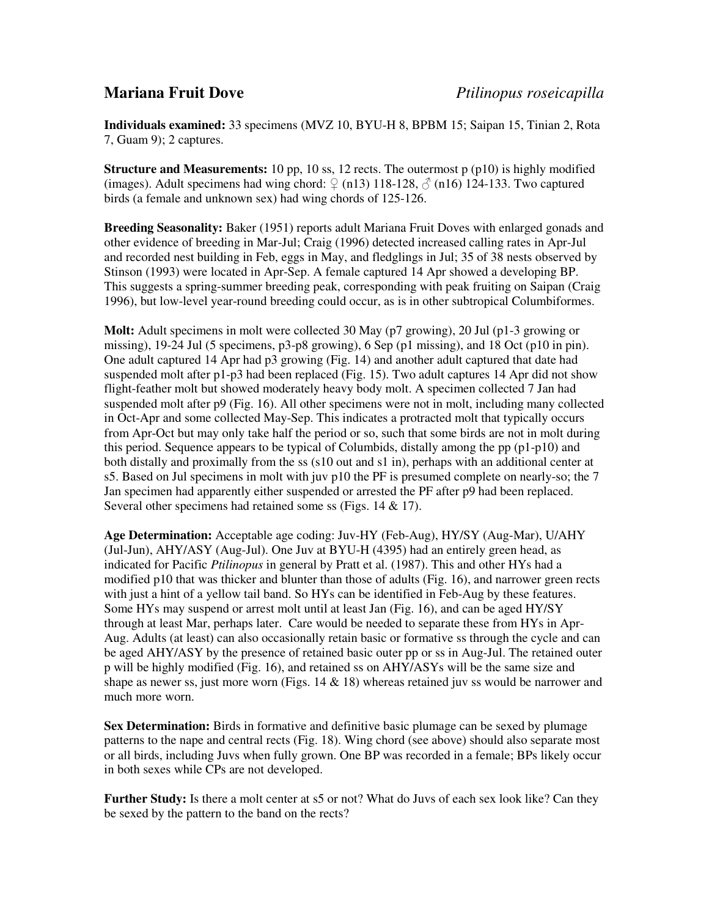## **Mariana Fruit Dove** *Ptilinopus roseicapilla*

**Individuals examined:** 33 specimens (MVZ 10, BYU-H 8, BPBM 15; Saipan 15, Tinian 2, Rota 7, Guam 9); 2 captures.

**Structure and Measurements:** 10 pp, 10 ss, 12 rects. The outermost p (p10) is highly modified (images). Adult specimens had wing chord: ♀ (n13) 118-128, ♂ (n16) 124-133. Two captured birds (a female and unknown sex) had wing chords of 125-126.

**Breeding Seasonality:** Baker (1951) reports adult Mariana Fruit Doves with enlarged gonads and other evidence of breeding in Mar-Jul; Craig (1996) detected increased calling rates in Apr-Jul and recorded nest building in Feb, eggs in May, and fledglings in Jul; 35 of 38 nests observed by Stinson (1993) were located in Apr-Sep. A female captured 14 Apr showed a developing BP. This suggests a spring-summer breeding peak, corresponding with peak fruiting on Saipan (Craig 1996), but low-level year-round breeding could occur, as is in other subtropical Columbiformes.

**Molt:** Adult specimens in molt were collected 30 May (p7 growing), 20 Jul (p1-3 growing or missing), 19-24 Jul (5 specimens, p3-p8 growing), 6 Sep (p1 missing), and 18 Oct (p10 in pin). One adult captured 14 Apr had p3 growing (Fig. 14) and another adult captured that date had suspended molt after p1-p3 had been replaced (Fig. 15). Two adult captures 14 Apr did not show flight-feather molt but showed moderately heavy body molt. A specimen collected 7 Jan had suspended molt after p9 (Fig. 16). All other specimens were not in molt, including many collected in Oct-Apr and some collected May-Sep. This indicates a protracted molt that typically occurs from Apr-Oct but may only take half the period or so, such that some birds are not in molt during this period. Sequence appears to be typical of Columbids, distally among the pp (p1-p10) and both distally and proximally from the ss (s10 out and s1 in), perhaps with an additional center at s5. Based on Jul specimens in molt with juv p10 the PF is presumed complete on nearly-so; the 7 Jan specimen had apparently either suspended or arrested the PF after p9 had been replaced. Several other specimens had retained some ss (Figs. 14 & 17).

**Age Determination:** Acceptable age coding: Juv-HY (Feb-Aug), HY/SY (Aug-Mar), U/AHY (Jul-Jun), AHY/ASY (Aug-Jul). One Juv at BYU-H (4395) had an entirely green head, as indicated for Pacific *Ptilinopus* in general by Pratt et al. (1987). This and other HYs had a modified p10 that was thicker and blunter than those of adults (Fig. 16), and narrower green rects with just a hint of a yellow tail band. So HYs can be identified in Feb-Aug by these features. Some HYs may suspend or arrest molt until at least Jan (Fig. 16), and can be aged HY/SY through at least Mar, perhaps later. Care would be needed to separate these from HYs in Apr-Aug. Adults (at least) can also occasionally retain basic or formative ss through the cycle and can be aged AHY/ASY by the presence of retained basic outer pp or ss in Aug-Jul. The retained outer p will be highly modified (Fig. 16), and retained ss on AHY/ASYs will be the same size and shape as newer ss, just more worn (Figs. 14 & 18) whereas retained juv ss would be narrower and much more worn.

**Sex Determination:** Birds in formative and definitive basic plumage can be sexed by plumage patterns to the nape and central rects (Fig. 18). Wing chord (see above) should also separate most or all birds, including Juvs when fully grown. One BP was recorded in a female; BPs likely occur in both sexes while CPs are not developed.

**Further Study:** Is there a molt center at s5 or not? What do Juvs of each sex look like? Can they be sexed by the pattern to the band on the rects?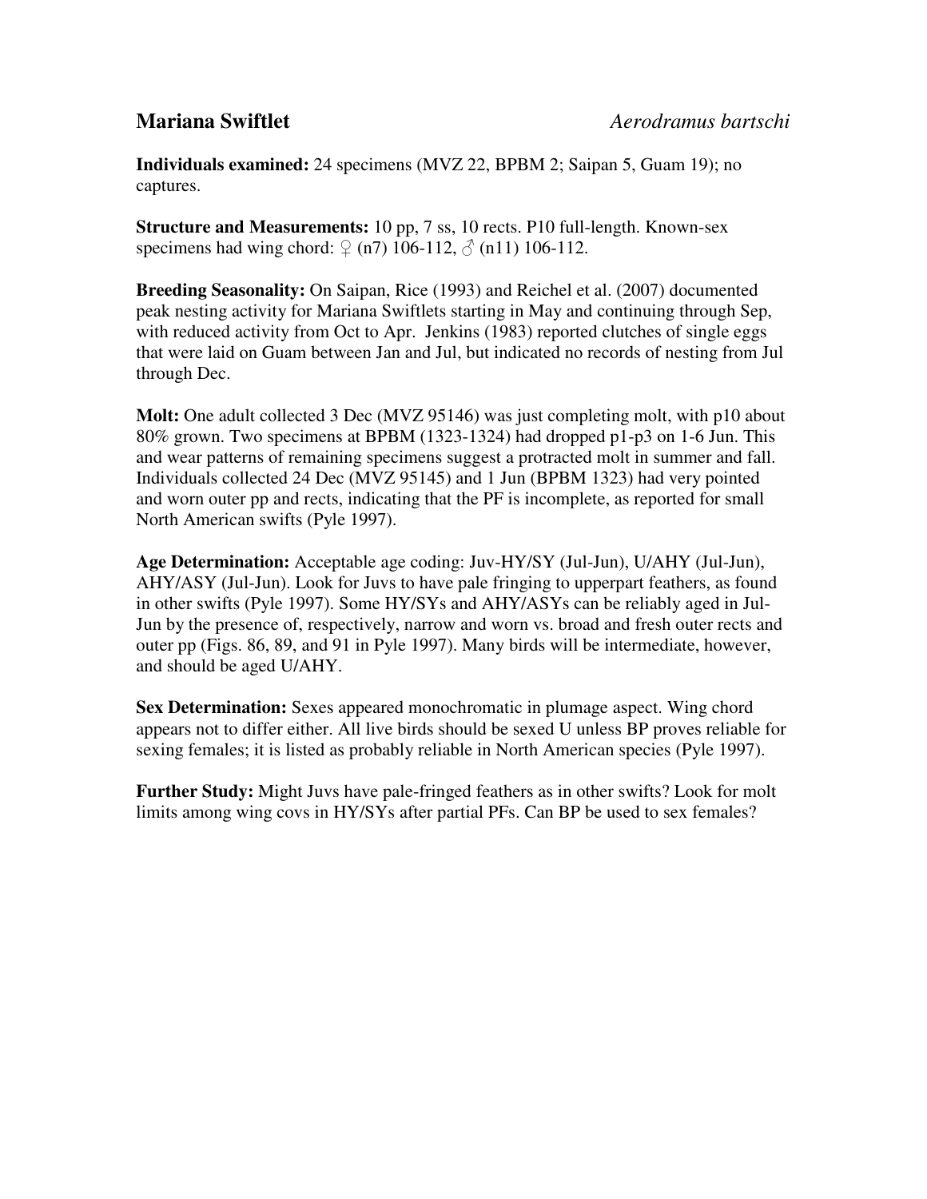# Mariana Swiftlet *Aerodramus bartschi*

**Individuals examined:** 24 specimens (MVZ 22, BPBM 2; Saipan 5, Guam 19); no captures.

**Structure and Measurements:** 10 pp, 7 ss, 10 rects. P10 full-length. Known-sex specimens had wing chord: ♀ (n7) 106-112, ♂ (n11) 106-112.

**Breeding Seasonality:** On Saipan, Rice (1993) and Reichel et al. (2007) documented peak nesting activity for Mariana Swiftlets starting in May and continuing through Sep, with reduced activity from Oct to Apr. Jenkins (1983) reported clutches of single eggs that were laid on Guam between Jan and Jul, but indicated no records of nesting from Jul through Dec.

**Molt:** One adult collected 3 Dec (MVZ 95146) was just completing molt, with p10 about 80% grown. Two specimens at BPBM (1323-1324) had dropped p1-p3 on 1-6 Jun. This and wear patterns of remaining specimens suggest a protracted molt in summer and fall. Individuals collected 24 Dec (MVZ 95145) and 1 Jun (BPBM 1323) had very pointed and worn outer pp and rects, indicating that the PF is incomplete, as reported for small North American swifts (Pyle 1997).

**Age Determination:** Acceptable age coding: Juv-HY/SY (Jul-Jun), U/AHY (Jul-Jun), AHY/ASY (Jul-Jun). Look for Juvs to have pale fringing to upperpart feathers, as found in other swifts (Pyle 1997). Some HY/SYs and AHY/ASYs can be reliably aged in Jul-Jun by the presence of, respectively, narrow and worn vs. broad and fresh outer rects and outer pp (Figs. 86, 89, and 91 in Pyle 1997). Many birds will be intermediate, however, and should be aged U/AHY.

**Sex Determination:** Sexes appeared monochromatic in plumage aspect. Wing chord appears not to differ either. All live birds should be sexed U unless BP proves reliable for sexing females; it is listed as probably reliable in North American species (Pyle 1997).

**Further Study:** Might Juvs have pale-fringed feathers as in other swifts? Look for molt limits among wing covs in HY/SYs after partial PFs. Can BP be used to sex females?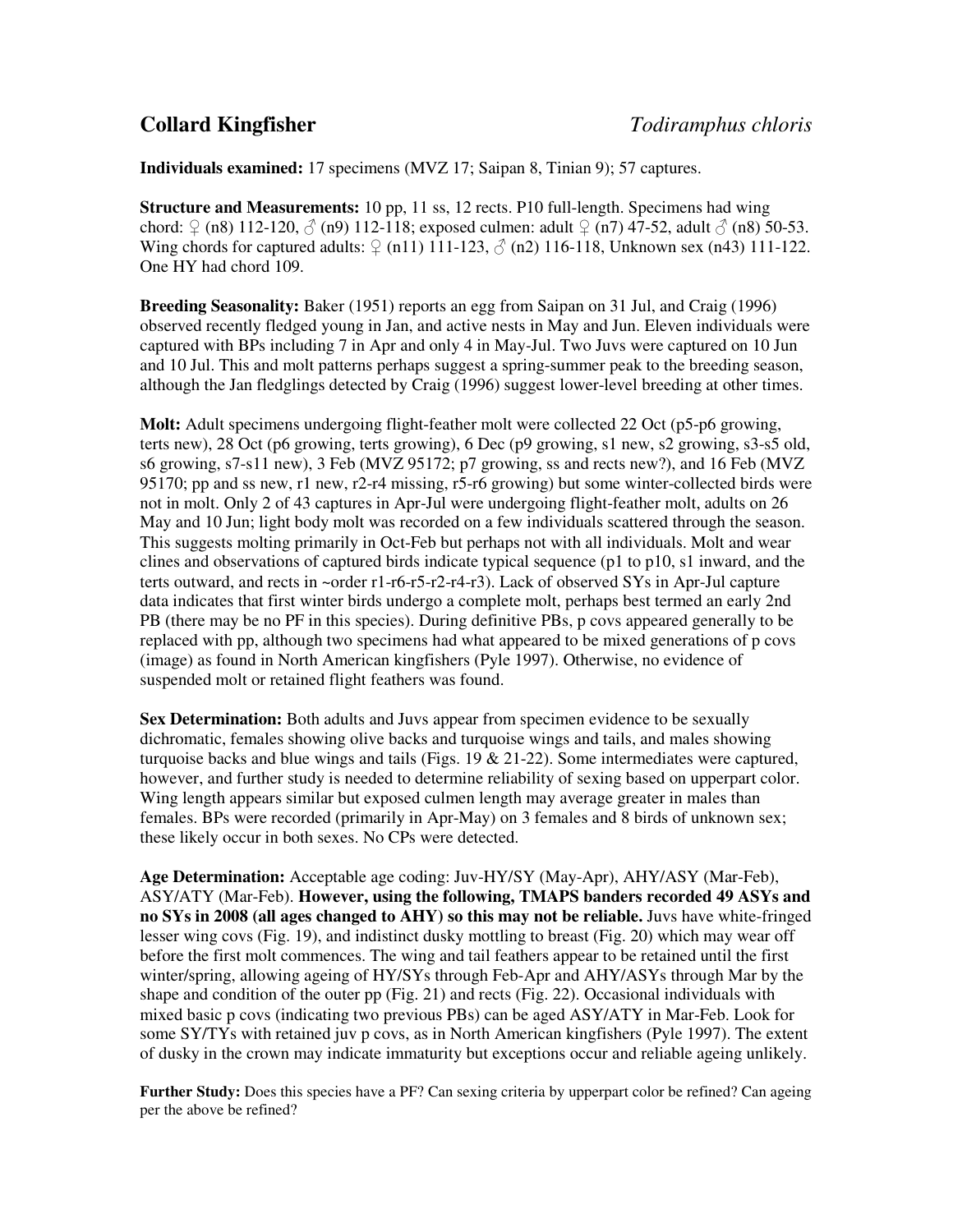## Collard Kingfisher *Todiramphus chloris*

**Individuals examined:** 17 specimens (MVZ 17; Saipan 8, Tinian 9); 57 captures.

**Structure and Measurements:** 10 pp, 11 ss, 12 rects. P10 full-length. Specimens had wing chord: ♀ (n8) 112-120, ♂ (n9) 112-118; exposed culmen: adult ♀ (n7) 47-52, adult ♂ (n8) 50-53. Wing chords for captured adults: ♀ (n11) 111-123, ♂ (n2) 116-118, Unknown sex (n43) 111-122. One HY had chord 109.

**Breeding Seasonality:** Baker (1951) reports an egg from Saipan on 31 Jul, and Craig (1996) observed recently fledged young in Jan, and active nests in May and Jun. Eleven individuals were captured with BPs including 7 in Apr and only 4 in May-Jul. Two Juvs were captured on 10 Jun and 10 Jul. This and molt patterns perhaps suggest a spring-summer peak to the breeding season, although the Jan fledglings detected by Craig (1996) suggest lower-level breeding at other times.

**Molt:** Adult specimens undergoing flight-feather molt were collected 22 Oct (p5-p6 growing, terts new), 28 Oct (p6 growing, terts growing), 6 Dec (p9 growing, s1 new, s2 growing, s3-s5 old, s6 growing, s7-s11 new), 3 Feb (MVZ 95172; p7 growing, ss and rects new?), and 16 Feb (MVZ 95170; pp and ss new, r1 new, r2-r4 missing, r5-r6 growing) but some winter-collected birds were not in molt. Only 2 of 43 captures in Apr-Jul were undergoing flight-feather molt, adults on 26 May and 10 Jun; light body molt was recorded on a few individuals scattered through the season. This suggests molting primarily in Oct-Feb but perhaps not with all individuals. Molt and wear clines and observations of captured birds indicate typical sequence (p1 to p10, s1 inward, and the terts outward, and rects in ~order r1-r6-r5-r2-r4-r3). Lack of observed SYs in Apr-Jul capture data indicates that first winter birds undergo a complete molt, perhaps best termed an early 2nd PB (there may be no PF in this species). During definitive PBs, p covs appeared generally to be replaced with pp, although two specimens had what appeared to be mixed generations of p covs (image) as found in North American kingfishers (Pyle 1997). Otherwise, no evidence of suspended molt or retained flight feathers was found.

**Sex Determination:** Both adults and Juvs appear from specimen evidence to be sexually dichromatic, females showing olive backs and turquoise wings and tails, and males showing turquoise backs and blue wings and tails (Figs. 19 & 21-22). Some intermediates were captured, however, and further study is needed to determine reliability of sexing based on upperpart color. Wing length appears similar but exposed culmen length may average greater in males than females. BPs were recorded (primarily in Apr-May) on 3 females and 8 birds of unknown sex; these likely occur in both sexes. No CPs were detected.

**Age Determination:** Acceptable age coding: Juv-HY/SY (May-Apr), AHY/ASY (Mar-Feb), ASY/ATY (Mar-Feb). **However, using the following, TMAPS banders recorded 49 ASYs and no SYs in 2008 (all ages changed to AHY) so this may not be reliable.** Juvs have white-fringed lesser wing covs (Fig. 19), and indistinct dusky mottling to breast (Fig. 20) which may wear off before the first molt commences. The wing and tail feathers appear to be retained until the first winter/spring, allowing ageing of HY/SYs through Feb-Apr and AHY/ASYs through Mar by the shape and condition of the outer pp (Fig. 21) and rects (Fig. 22). Occasional individuals with mixed basic p covs (indicating two previous PBs) can be aged ASY/ATY in Mar-Feb. Look for some SY/TYs with retained juv p covs, as in North American kingfishers (Pyle 1997). The extent of dusky in the crown may indicate immaturity but exceptions occur and reliable ageing unlikely.

**Further Study:** Does this species have a PF? Can sexing criteria by upperpart color be refined? Can ageing per the above be refined?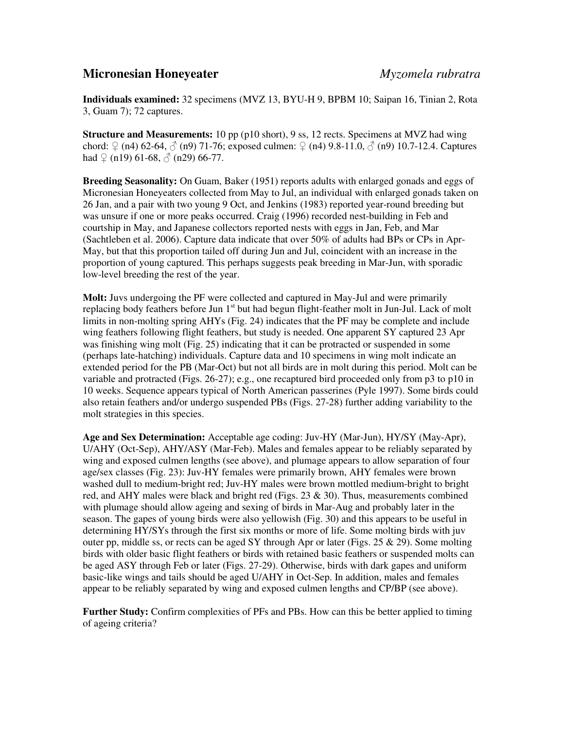## Micronesian Honeyeater *Myzomela rubratra*

**Individuals examined:** 32 specimens (MVZ 13, BYU-H 9, BPBM 10; Saipan 16, Tinian 2, Rota 3, Guam 7); 72 captures.

**Structure and Measurements:** 10 pp (p10 short), 9 ss, 12 rects. Specimens at MVZ had wing chord: ♀ (n4) 62-64, ♂ (n9) 71-76; exposed culmen: ♀ (n4) 9.8-11.0, ♂ (n9) 10.7-12.4. Captures had ♀ (n19) 61-68, ♂ (n29) 66-77.

**Breeding Seasonality:** On Guam, Baker (1951) reports adults with enlarged gonads and eggs of Micronesian Honeyeaters collected from May to Jul, an individual with enlarged gonads taken on 26 Jan, and a pair with two young 9 Oct, and Jenkins (1983) reported year-round breeding but was unsure if one or more peaks occurred. Craig (1996) recorded nest-building in Feb and courtship in May, and Japanese collectors reported nests with eggs in Jan, Feb, and Mar (Sachtleben et al. 2006). Capture data indicate that over 50% of adults had BPs or CPs in Apr-May, but that this proportion tailed off during Jun and Jul, coincident with an increase in the proportion of young captured. This perhaps suggests peak breeding in Mar-Jun, with sporadic low-level breeding the rest of the year.

**Molt:** Juvs undergoing the PF were collected and captured in May-Jul and were primarily replacing body feathers before Jun 1st but had begun flight-feather molt in Jun-Jul. Lack of molt limits in non-molting spring AHYs (Fig. 24) indicates that the PF may be complete and include wing feathers following flight feathers, but study is needed. One apparent SY captured 23 Apr was finishing wing molt (Fig. 25) indicating that it can be protracted or suspended in some (perhaps late-hatching) individuals. Capture data and 10 specimens in wing molt indicate an extended period for the PB (Mar-Oct) but not all birds are in molt during this period. Molt can be variable and protracted (Figs. 26-27); e.g., one recaptured bird proceeded only from p3 to p10 in 10 weeks. Sequence appears typical of North American passerines (Pyle 1997). Some birds could also retain feathers and/or undergo suspended PBs (Figs. 27-28) further adding variability to the molt strategies in this species.

**Age and Sex Determination:** Acceptable age coding: Juv-HY (Mar-Jun), HY/SY (May-Apr), U/AHY (Oct-Sep), AHY/ASY (Mar-Feb). Males and females appear to be reliably separated by wing and exposed culmen lengths (see above), and plumage appears to allow separation of four age/sex classes (Fig. 23): Juv-HY females were primarily brown, AHY females were brown washed dull to medium-bright red; Juv-HY males were brown mottled medium-bright to bright red, and AHY males were black and bright red (Figs. 23 & 30). Thus, measurements combined with plumage should allow ageing and sexing of birds in Mar-Aug and probably later in the season. The gapes of young birds were also yellowish (Fig. 30) and this appears to be useful in determining HY/SYs through the first six months or more of life. Some molting birds with juv outer pp, middle ss, or rects can be aged SY through Apr or later (Figs. 25 & 29). Some molting birds with older basic flight feathers or birds with retained basic feathers or suspended molts can be aged ASY through Feb or later (Figs. 27-29). Otherwise, birds with dark gapes and uniform basic-like wings and tails should be aged U/AHY in Oct-Sep. In addition, males and females appear to be reliably separated by wing and exposed culmen lengths and CP/BP (see above).

**Further Study:** Confirm complexities of PFs and PBs. How can this be better applied to timing of ageing criteria?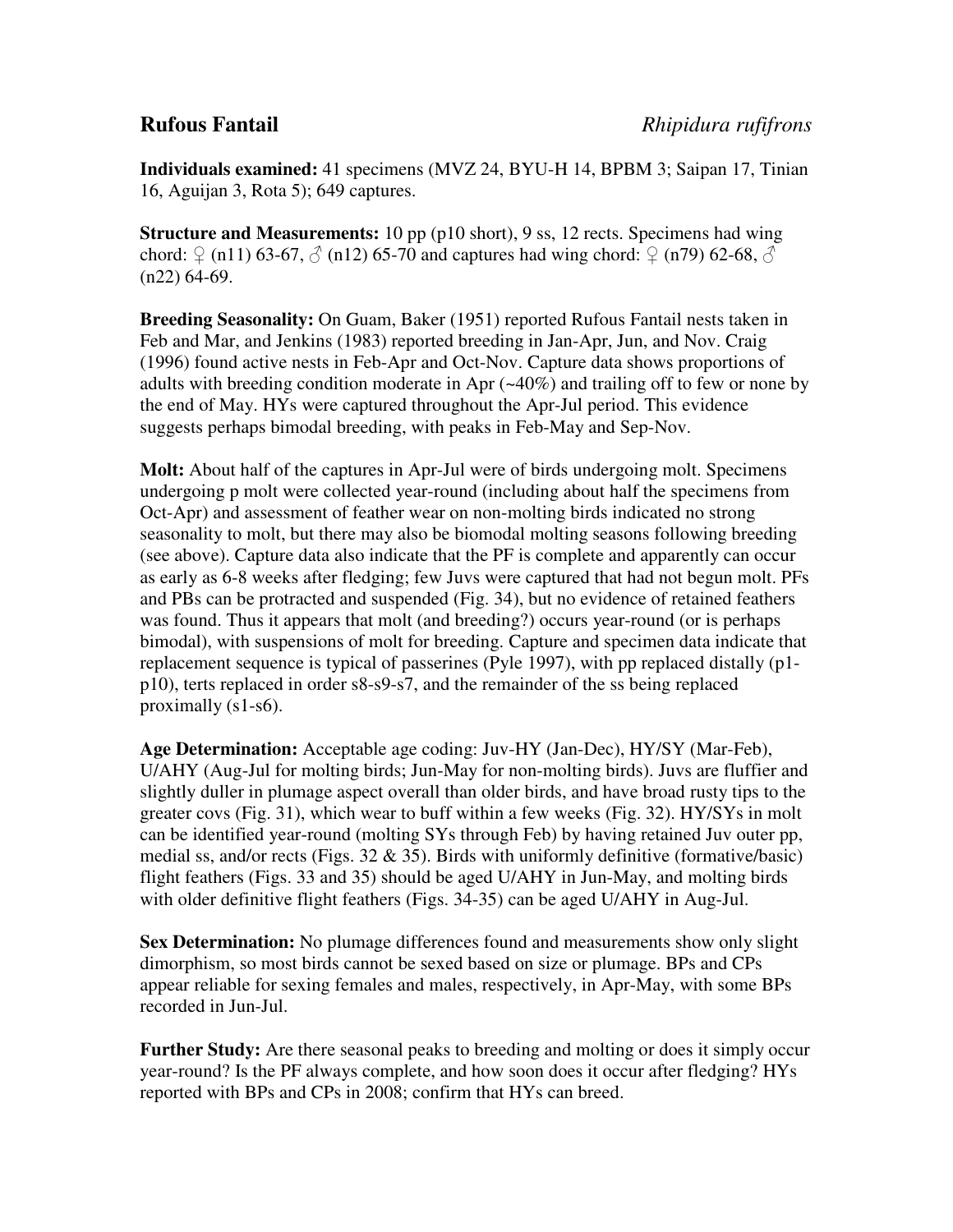**Rufous Fantail** *Rhipidura rufifrons*

**Individuals examined:** 41 specimens (MVZ 24, BYU-H 14, BPBM 3; Saipan 17, Tinian 16, Aguijan 3, Rota 5); 649 captures.

**Structure and Measurements:** 10 pp (p10 short), 9 ss, 12 rects. Specimens had wing chord: ♀ (n11) 63-67, ♂ (n12) 65-70 and captures had wing chord: ♀ (n79) 62-68, ♂ (n22) 64-69.

**Breeding Seasonality:** On Guam, Baker (1951) reported Rufous Fantail nests taken in Feb and Mar, and Jenkins (1983) reported breeding in Jan-Apr, Jun, and Nov. Craig (1996) found active nests in Feb-Apr and Oct-Nov. Capture data shows proportions of adults with breeding condition moderate in Apr (~40%) and trailing off to few or none by the end of May. HYs were captured throughout the Apr-Jul period. This evidence suggests perhaps bimodal breeding, with peaks in Feb-May and Sep-Nov.

**Molt:** About half of the captures in Apr-Jul were of birds undergoing molt. Specimens undergoing p molt were collected year-round (including about half the specimens from Oct-Apr) and assessment of feather wear on non-molting birds indicated no strong seasonality to molt, but there may also be biomodal molting seasons following breeding (see above). Capture data also indicate that the PF is complete and apparently can occur as early as 6-8 weeks after fledging; few Juvs were captured that had not begun molt. PFs and PBs can be protracted and suspended (Fig. 34), but no evidence of retained feathers was found. Thus it appears that molt (and breeding?) occurs year-round (or is perhaps bimodal), with suspensions of molt for breeding. Capture and specimen data indicate that replacement sequence is typical of passerines (Pyle 1997), with pp replaced distally (p1-p10), terts replaced in order s8-s9-s7, and the remainder of the ss being replaced proximally (s1-s6).

**Age Determination:** Acceptable age coding: Juv-HY (Jan-Dec), HY/SY (Mar-Feb), U/AHY (Aug-Jul for molting birds; Jun-May for non-molting birds). Juvs are fluffier and slightly duller in plumage aspect overall than older birds, and have broad rusty tips to the greater covs (Fig. 31), which wear to buff within a few weeks (Fig. 32). HY/SYs in molt can be identified year-round (molting SYs through Feb) by having retained Juv outer pp, medial ss, and/or rects (Figs. 32 & 35). Birds with uniformly definitive (formative/basic) flight feathers (Figs. 33 and 35) should be aged U/AHY in Jun-May, and molting birds with older definitive flight feathers (Figs. 34-35) can be aged U/AHY in Aug-Jul.

**Sex Determination:** No plumage differences found and measurements show only slight dimorphism, so most birds cannot be sexed based on size or plumage. BPs and CPs appear reliable for sexing females and males, respectively, in Apr-May, with some BPs recorded in Jun-Jul.

**Further Study:** Are there seasonal peaks to breeding and molting or does it simply occur year-round? Is the PF always complete, and how soon does it occur after fledging? HYs reported with BPs and CPs in 2008; confirm that HYs can breed.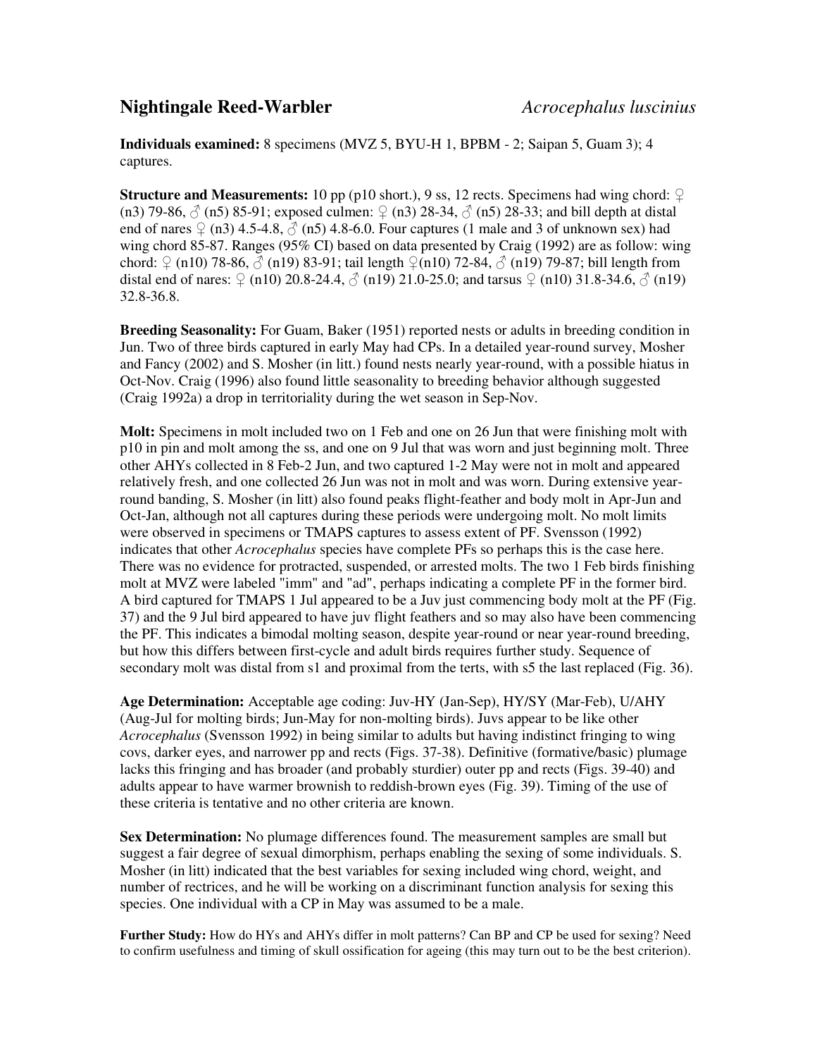## Nightingale Reed-Warbler *Acrocephalus luscinius*

**Individuals examined:** 8 specimens (MVZ 5, BYU-H 1, BPBM - 2; Saipan 5, Guam 3); 4 captures.

**Structure and Measurements:** 10 pp (p10 short.), 9 ss, 12 rects. Specimens had wing chord: ♀ (n3) 79-86, ♂ (n5) 85-91; exposed culmen: ♀ (n3) 28-34, ♂ (n5) 28-33; and bill depth at distal end of nares ♀ (n3) 4.5-4.8, ♂ (n5) 4.8-6.0. Four captures (1 male and 3 of unknown sex) had wing chord 85-87. Ranges (95% CI) based on data presented by Craig (1992) are as follow: wing chord: ♀ (n10) 78-86, ♂ (n19) 83-91; tail length ♀(n10) 72-84, ♂ (n19) 79-87; bill length from distal end of nares: ♀ (n10) 20.8-24.4, ♂ (n19) 21.0-25.0; and tarsus ♀ (n10) 31.8-34.6, ♂ (n19) 32.8-36.8.

**Breeding Seasonality:** For Guam, Baker (1951) reported nests or adults in breeding condition in Jun. Two of three birds captured in early May had CPs. In a detailed year-round survey, Mosher and Fancy (2002) and S. Mosher (in litt.) found nests nearly year-round, with a possible hiatus in Oct-Nov. Craig (1996) also found little seasonality to breeding behavior although suggested (Craig 1992a) a drop in territoriality during the wet season in Sep-Nov.

**Molt:** Specimens in molt included two on 1 Feb and one on 26 Jun that were finishing molt with p10 in pin and molt among the ss, and one on 9 Jul that was worn and just beginning molt. Three other AHYs collected in 8 Feb-2 Jun, and two captured 1-2 May were not in molt and appeared relatively fresh, and one collected 26 Jun was not in molt and was worn. During extensive year-round banding, S. Mosher (in litt) also found peaks flight-feather and body molt in Apr-Jun and Oct-Jan, although not all captures during these periods were undergoing molt. No molt limits were observed in specimens or TMAPS captures to assess extent of PF. Svensson (1992) indicates that other *Acrocephalus* species have complete PFs so perhaps this is the case here. There was no evidence for protracted, suspended, or arrested molts. The two 1 Feb birds finishing molt at MVZ were labeled "imm" and "ad", perhaps indicating a complete PF in the former bird. A bird captured for TMAPS 1 Jul appeared to be a Juv just commencing body molt at the PF (Fig. 37) and the 9 Jul bird appeared to have juv flight feathers and so may also have been commencing the PF. This indicates a bimodal molting season, despite year-round or near year-round breeding, but how this differs between first-cycle and adult birds requires further study. Sequence of secondary molt was distal from s1 and proximal from the terts, with s5 the last replaced (Fig. 36).

**Age Determination:** Acceptable age coding: Juv-HY (Jan-Sep), HY/SY (Mar-Feb), U/AHY (Aug-Jul for molting birds; Jun-May for non-molting birds). Juvs appear to be like other *Acrocephalus* (Svensson 1992) in being similar to adults but having indistinct fringing to wing covs, darker eyes, and narrower pp and rects (Figs. 37-38). Definitive (formative/basic) plumage lacks this fringing and has broader (and probably sturdier) outer pp and rects (Figs. 39-40) and adults appear to have warmer brownish to reddish-brown eyes (Fig. 39). Timing of the use of these criteria is tentative and no other criteria are known.

**Sex Determination:** No plumage differences found. The measurement samples are small but suggest a fair degree of sexual dimorphism, perhaps enabling the sexing of some individuals. S. Mosher (in litt) indicated that the best variables for sexing included wing chord, weight, and number of rectrices, and he will be working on a discriminant function analysis for sexing this species. One individual with a CP in May was assumed to be a male.

**Further Study:** How do HYs and AHYs differ in molt patterns? Can BP and CP be used for sexing? Need to confirm usefulness and timing of skull ossification for ageing (this may turn out to be the best criterion).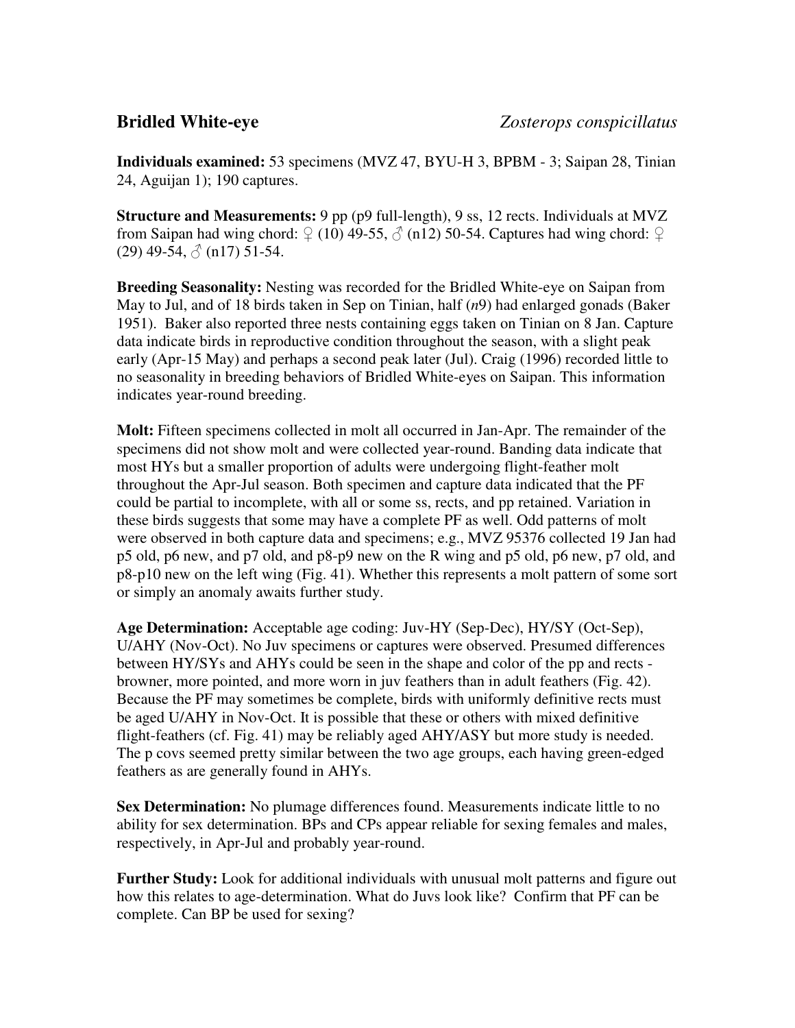**Bridled White-eye** *Zosterops conspicillatus*

**Individuals examined:** 53 specimens (MVZ 47, BYU-H 3, BPBM - 3; Saipan 28, Tinian 24, Aguijan 1); 190 captures.

**Structure and Measurements:** 9 pp (p9 full-length), 9 ss, 12 rects. Individuals at MVZ from Saipan had wing chord: ♀ (10) 49-55, ♂ (n12) 50-54. Captures had wing chord: ♀ (29) 49-54, ♂ (n17) 51-54.

**Breeding Seasonality:** Nesting was recorded for the Bridled White-eye on Saipan from May to Jul, and of 18 birds taken in Sep on Tinian, half (*n*9) had enlarged gonads (Baker 1951). Baker also reported three nests containing eggs taken on Tinian on 8 Jan. Capture data indicate birds in reproductive condition throughout the season, with a slight peak early (Apr-15 May) and perhaps a second peak later (Jul). Craig (1996) recorded little to no seasonality in breeding behaviors of Bridled White-eyes on Saipan. This information indicates year-round breeding.

**Molt:** Fifteen specimens collected in molt all occurred in Jan-Apr. The remainder of the specimens did not show molt and were collected year-round. Banding data indicate that most HYs but a smaller proportion of adults were undergoing flight-feather molt throughout the Apr-Jul season. Both specimen and capture data indicated that the PF could be partial to incomplete, with all or some ss, rects, and pp retained. Variation in these birds suggests that some may have a complete PF as well. Odd patterns of molt were observed in both capture data and specimens; e.g., MVZ 95376 collected 19 Jan had p5 old, p6 new, and p7 old, and p8-p9 new on the R wing and p5 old, p6 new, p7 old, and p8-p10 new on the left wing (Fig. 41). Whether this represents a molt pattern of some sort or simply an anomaly awaits further study.

**Age Determination:** Acceptable age coding: Juv-HY (Sep-Dec), HY/SY (Oct-Sep), U/AHY (Nov-Oct). No Juv specimens or captures were observed. Presumed differences between HY/SYs and AHYs could be seen in the shape and color of the pp and rects - browner, more pointed, and more worn in juv feathers than in adult feathers (Fig. 42). Because the PF may sometimes be complete, birds with uniformly definitive rects must be aged U/AHY in Nov-Oct. It is possible that these or others with mixed definitive flight-feathers (cf. Fig. 41) may be reliably aged AHY/ASY but more study is needed. The p covs seemed pretty similar between the two age groups, each having green-edged feathers as are generally found in AHYs.

**Sex Determination:** No plumage differences found. Measurements indicate little to no ability for sex determination. BPs and CPs appear reliable for sexing females and males, respectively, in Apr-Jul and probably year-round.

**Further Study:** Look for additional individuals with unusual molt patterns and figure out how this relates to age-determination. What do Juvs look like? Confirm that PF can be complete. Can BP be used for sexing?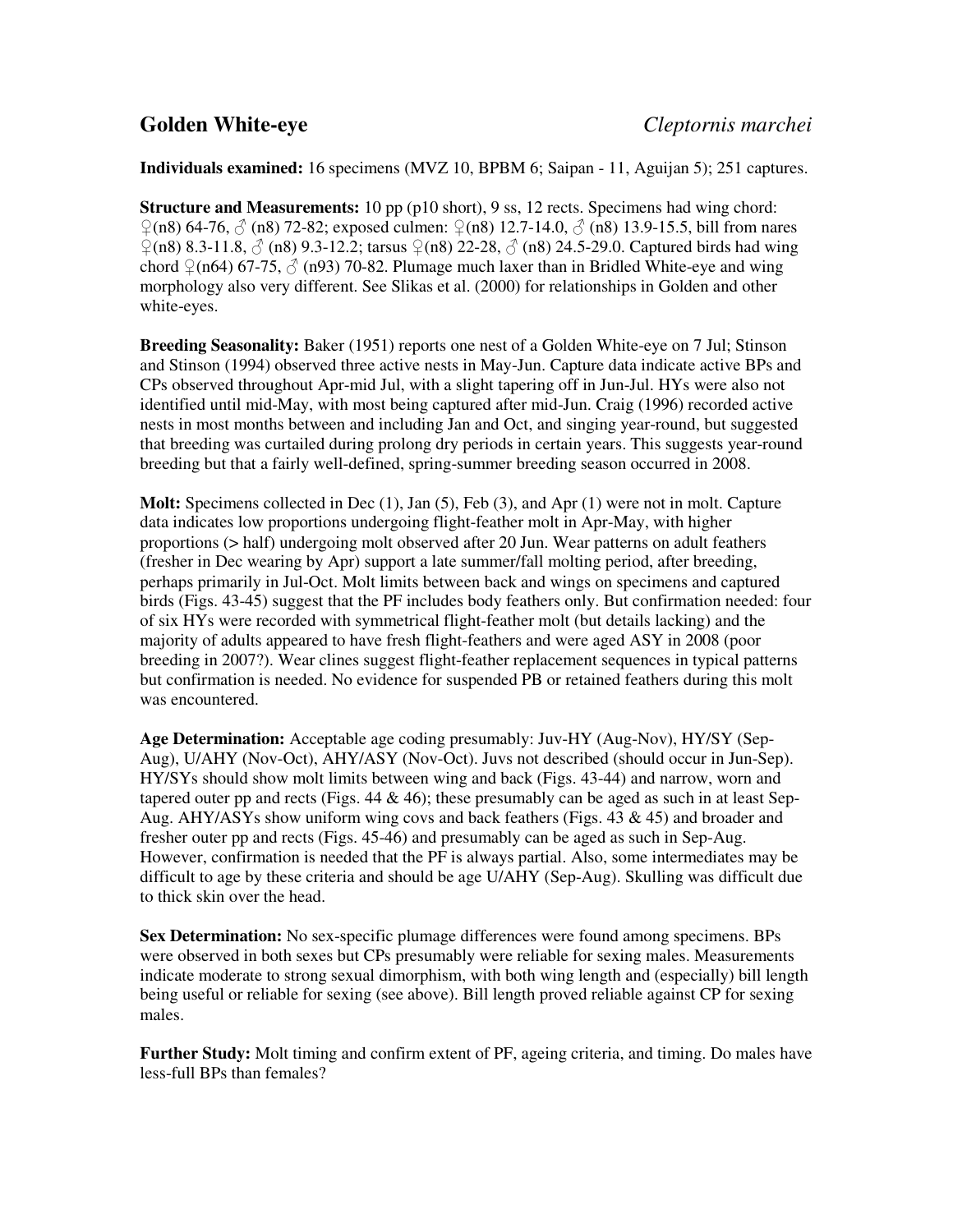## Golden White-eye *Cleptornis marchei*

**Individuals examined:** 16 specimens (MVZ 10, BPBM 6; Saipan - 11, Aguijan 5); 251 captures.

**Structure and Measurements:** 10 pp (p10 short), 9 ss, 12 rects. Specimens had wing chord: ♀(n8) 64-76, ♂ (n8) 72-82; exposed culmen: ♀(n8) 12.7-14.0, ♂ (n8) 13.9-15.5, bill from nares ♀(n8) 8.3-11.8, ♂ (n8) 9.3-12.2; tarsus ♀(n8) 22-28, ♂ (n8) 24.5-29.0. Captured birds had wing chord ♀(n64) 67-75, ♂ (n93) 70-82. Plumage much laxer than in Bridled White-eye and wing morphology also very different. See Slikas et al. (2000) for relationships in Golden and other white-eyes.

**Breeding Seasonality:** Baker (1951) reports one nest of a Golden White-eye on 7 Jul; Stinson and Stinson (1994) observed three active nests in May-Jun. Capture data indicate active BPs and CPs observed throughout Apr-mid Jul, with a slight tapering off in Jun-Jul. HYs were also not identified until mid-May, with most being captured after mid-Jun. Craig (1996) recorded active nests in most months between and including Jan and Oct, and singing year-round, but suggested that breeding was curtailed during prolong dry periods in certain years. This suggests year-round breeding but that a fairly well-defined, spring-summer breeding season occurred in 2008.

**Molt:** Specimens collected in Dec (1), Jan (5), Feb (3), and Apr (1) were not in molt. Capture data indicates low proportions undergoing flight-feather molt in Apr-May, with higher proportions (> half) undergoing molt observed after 20 Jun. Wear patterns on adult feathers (fresher in Dec wearing by Apr) support a late summer/fall molting period, after breeding, perhaps primarily in Jul-Oct. Molt limits between back and wings on specimens and captured birds (Figs. 43-45) suggest that the PF includes body feathers only. But confirmation needed: four of six HYs were recorded with symmetrical flight-feather molt (but details lacking) and the majority of adults appeared to have fresh flight-feathers and were aged ASY in 2008 (poor breeding in 2007?). Wear clines suggest flight-feather replacement sequences in typical patterns but confirmation is needed. No evidence for suspended PB or retained feathers during this molt was encountered.

**Age Determination:** Acceptable age coding presumably: Juv-HY (Aug-Nov), HY/SY (Sep-Aug), U/AHY (Nov-Oct), AHY/ASY (Nov-Oct). Juvs not described (should occur in Jun-Sep). HY/SYs should show molt limits between wing and back (Figs. 43-44) and narrow, worn and tapered outer pp and rects (Figs. 44 & 46); these presumably can be aged as such in at least Sep-Aug. AHY/ASYs show uniform wing covs and back feathers (Figs. 43 & 45) and broader and fresher outer pp and rects (Figs. 45-46) and presumably can be aged as such in Sep-Aug. However, confirmation is needed that the PF is always partial. Also, some intermediates may be difficult to age by these criteria and should be age U/AHY (Sep-Aug). Skulling was difficult due to thick skin over the head.

**Sex Determination:** No sex-specific plumage differences were found among specimens. BPs were observed in both sexes but CPs presumably were reliable for sexing males. Measurements indicate moderate to strong sexual dimorphism, with both wing length and (especially) bill length being useful or reliable for sexing (see above). Bill length proved reliable against CP for sexing males.

**Further Study:** Molt timing and confirm extent of PF, ageing criteria, and timing. Do males have less-full BPs than females?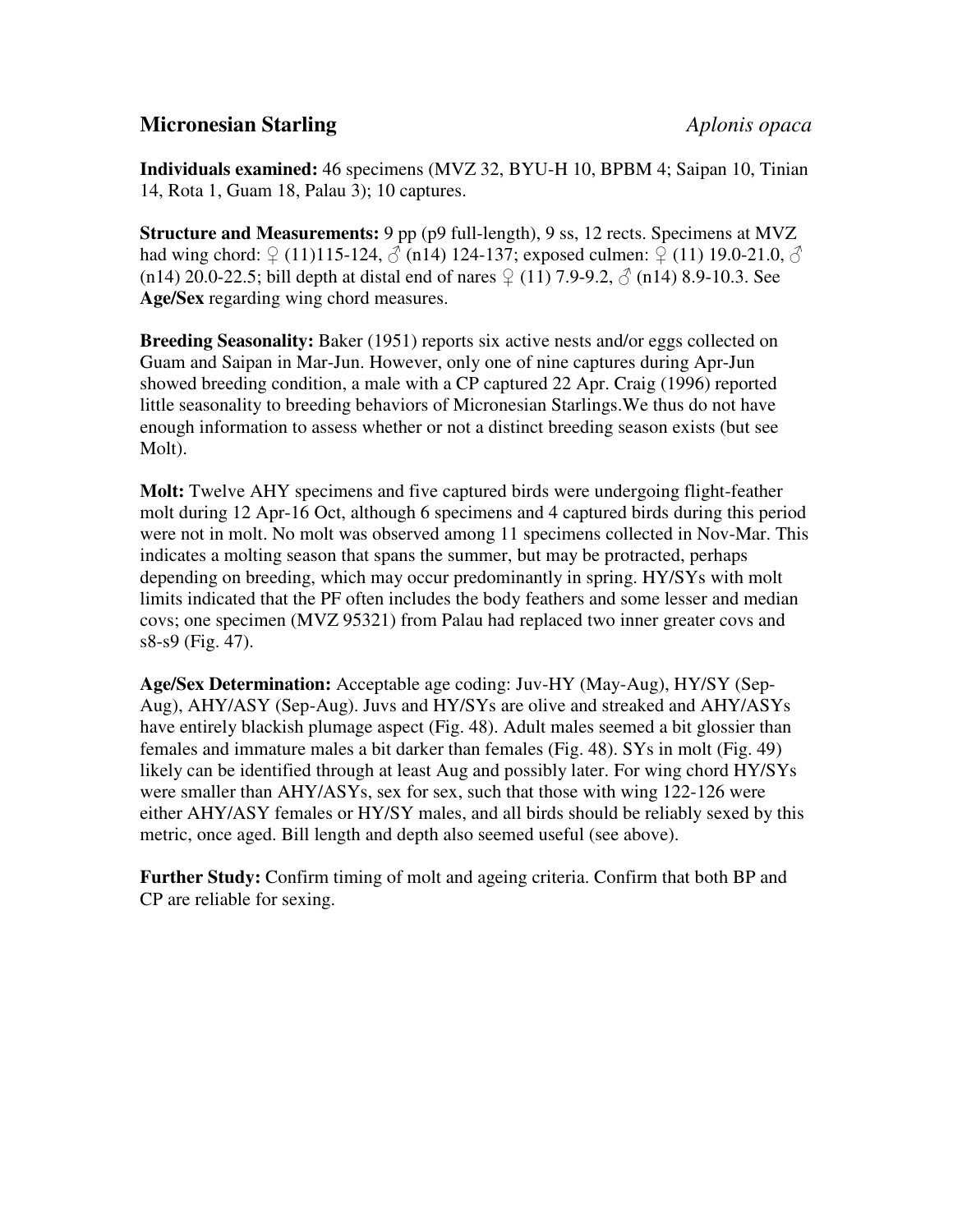## Micronesian Starling *Aplonis opaca*

**Individuals examined:** 46 specimens (MVZ 32, BYU-H 10, BPBM 4; Saipan 10, Tinian 14, Rota 1, Guam 18, Palau 3); 10 captures.

**Structure and Measurements:** 9 pp (p9 full-length), 9 ss, 12 rects. Specimens at MVZ had wing chord: ♀ (11)115-124, ♂ (n14) 124-137; exposed culmen: ♀ (11) 19.0-21.0, ♂ (n14) 20.0-22.5; bill depth at distal end of nares ♀ (11) 7.9-9.2, ♂ (n14) 8.9-10.3. See **Age/Sex** regarding wing chord measures.

**Breeding Seasonality:** Baker (1951) reports six active nests and/or eggs collected on Guam and Saipan in Mar-Jun. However, only one of nine captures during Apr-Jun showed breeding condition, a male with a CP captured 22 Apr. Craig (1996) reported little seasonality to breeding behaviors of Micronesian Starlings.We thus do not have enough information to assess whether or not a distinct breeding season exists (but see Molt).

**Molt:** Twelve AHY specimens and five captured birds were undergoing flight-feather molt during 12 Apr-16 Oct, although 6 specimens and 4 captured birds during this period were not in molt. No molt was observed among 11 specimens collected in Nov-Mar. This indicates a molting season that spans the summer, but may be protracted, perhaps depending on breeding, which may occur predominantly in spring. HY/SYs with molt limits indicated that the PF often includes the body feathers and some lesser and median covs; one specimen (MVZ 95321) from Palau had replaced two inner greater covs and s8-s9 (Fig. 47).

**Age/Sex Determination:** Acceptable age coding: Juv-HY (May-Aug), HY/SY (Sep-Aug), AHY/ASY (Sep-Aug). Juvs and HY/SYs are olive and streaked and AHY/ASYs have entirely blackish plumage aspect (Fig. 48). Adult males seemed a bit glossier than females and immature males a bit darker than females (Fig. 48). SYs in molt (Fig. 49) likely can be identified through at least Aug and possibly later. For wing chord HY/SYs were smaller than AHY/ASYs, sex for sex, such that those with wing 122-126 were either AHY/ASY females or HY/SY males, and all birds should be reliably sexed by this metric, once aged. Bill length and depth also seemed useful (see above).

**Further Study:** Confirm timing of molt and ageing criteria. Confirm that both BP and CP are reliable for sexing.